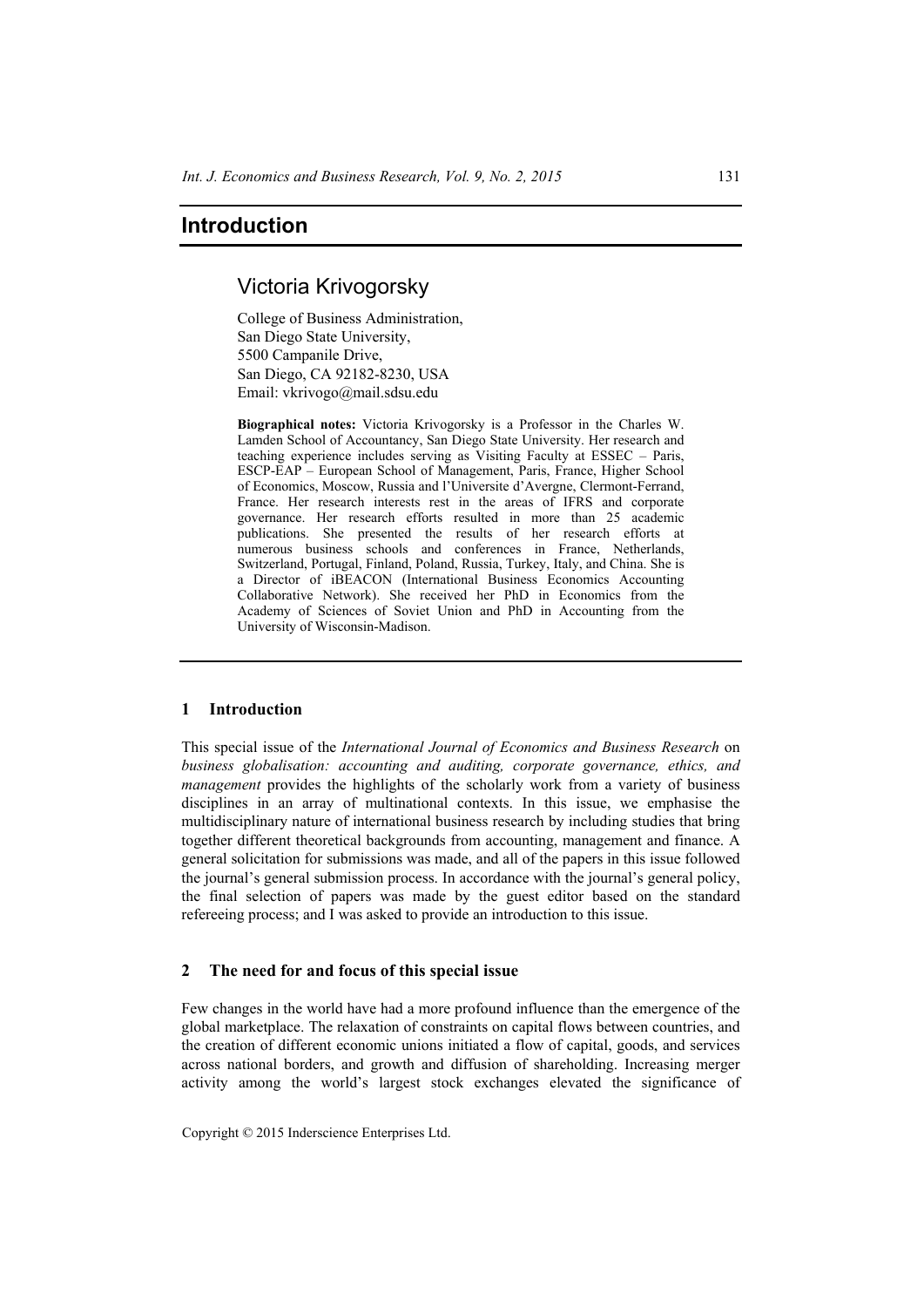# Introduction

## Victoria Krivogorsky

College of Business Administration,
San Diego State University,
5500 Campanile Drive,
San Diego, CA 92182-8230, USA
Email: vkrivogo@mail.sdsu.edu

**Biographical notes:** Victoria Krivogorsky is a Professor in the Charles W. Lamden School of Accountancy, San Diego State University. Her research and teaching experience includes serving as Visiting Faculty at ESSEC – Paris, ESCP-EAP – European School of Management, Paris, France, Higher School of Economics, Moscow, Russia and l'Universite d'Avergne, Clermont-Ferrand, France. Her research interests rest in the areas of IFRS and corporate governance. Her research efforts resulted in more than 25 academic publications. She presented the results of her research efforts at numerous business schools and conferences in France, Netherlands, Switzerland, Portugal, Finland, Poland, Russia, Turkey, Italy, and China. She is a Director of iBEACON (International Business Economics Accounting Collaborative Network). She received her PhD in Economics from the Academy of Sciences of Soviet Union and PhD in Accounting from the University of Wisconsin-Madison.

## 1 Introduction

This special issue of the *International Journal of Economics and Business Research* on *business globalisation: accounting and auditing, corporate governance, ethics, and management* provides the highlights of the scholarly work from a variety of business disciplines in an array of multinational contexts. In this issue, we emphasise the multidisciplinary nature of international business research by including studies that bring together different theoretical backgrounds from accounting, management and finance. A general solicitation for submissions was made, and all of the papers in this issue followed the journal's general submission process. In accordance with the journal's general policy, the final selection of papers was made by the guest editor based on the standard refereeing process; and I was asked to provide an introduction to this issue.

## 2 The need for and focus of this special issue

Few changes in the world have had a more profound influence than the emergence of the global marketplace. The relaxation of constraints on capital flows between countries, and the creation of different economic unions initiated a flow of capital, goods, and services across national borders, and growth and diffusion of shareholding. Increasing merger activity among the world's largest stock exchanges elevated the significance of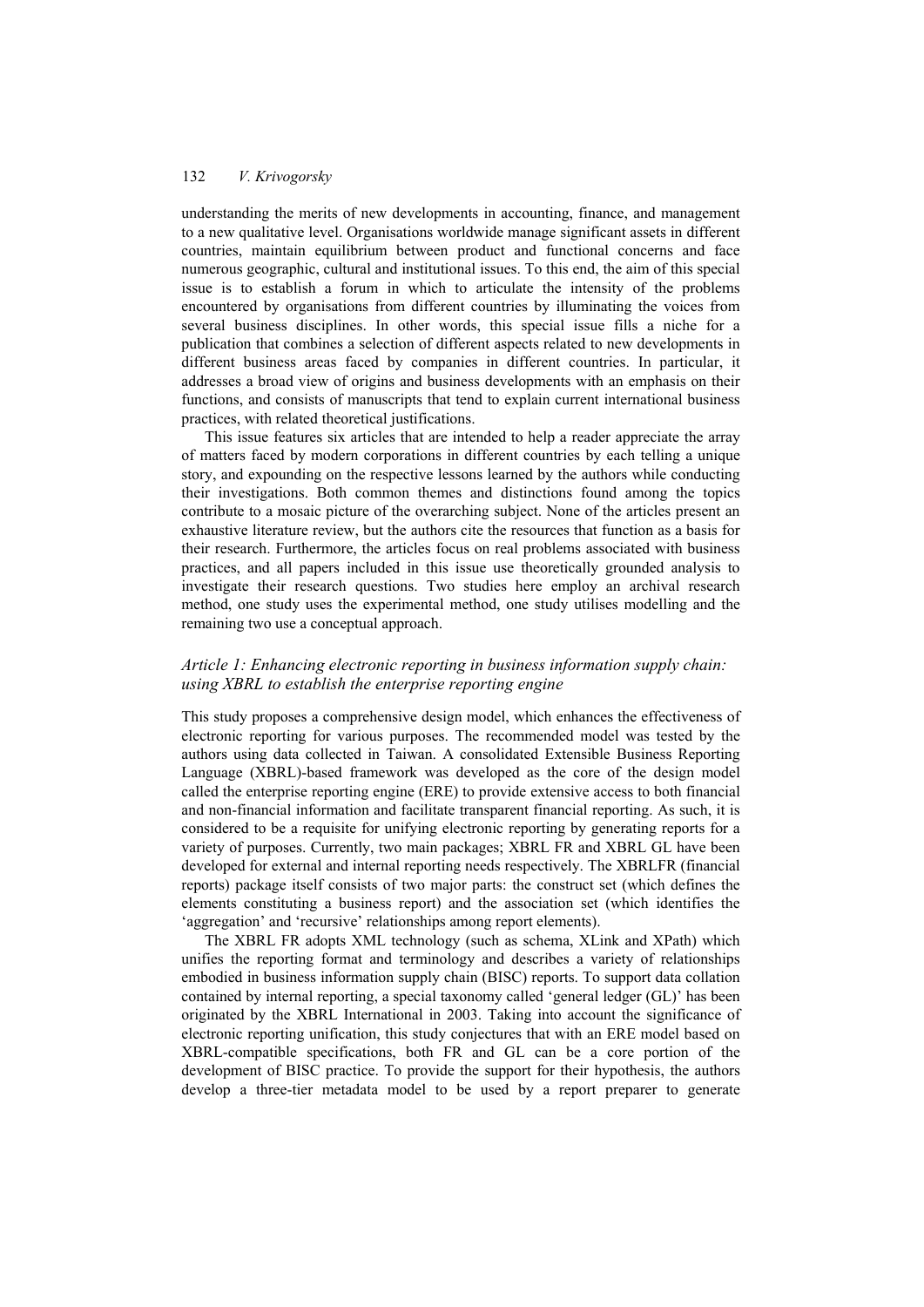understanding the merits of new developments in accounting, finance, and management to a new qualitative level. Organisations worldwide manage significant assets in different countries, maintain equilibrium between product and functional concerns and face numerous geographic, cultural and institutional issues. To this end, the aim of this special issue is to establish a forum in which to articulate the intensity of the problems encountered by organisations from different countries by illuminating the voices from several business disciplines. In other words, this special issue fills a niche for a publication that combines a selection of different aspects related to new developments in different business areas faced by companies in different countries. In particular, it addresses a broad view of origins and business developments with an emphasis on their functions, and consists of manuscripts that tend to explain current international business practices, with related theoretical justifications.

This issue features six articles that are intended to help a reader appreciate the array of matters faced by modern corporations in different countries by each telling a unique story, and expounding on the respective lessons learned by the authors while conducting their investigations. Both common themes and distinctions found among the topics contribute to a mosaic picture of the overarching subject. None of the articles present an exhaustive literature review, but the authors cite the resources that function as a basis for their research. Furthermore, the articles focus on real problems associated with business practices, and all papers included in this issue use theoretically grounded analysis to investigate their research questions. Two studies here employ an archival research method, one study uses the experimental method, one study utilises modelling and the remaining two use a conceptual approach.

### *Article 1: Enhancing electronic reporting in business information supply chain: using XBRL to establish the enterprise reporting engine*

This study proposes a comprehensive design model, which enhances the effectiveness of electronic reporting for various purposes. The recommended model was tested by the authors using data collected in Taiwan. A consolidated Extensible Business Reporting Language (XBRL)-based framework was developed as the core of the design model called the enterprise reporting engine (ERE) to provide extensive access to both financial and non-financial information and facilitate transparent financial reporting. As such, it is considered to be a requisite for unifying electronic reporting by generating reports for a variety of purposes. Currently, two main packages; XBRL FR and XBRL GL have been developed for external and internal reporting needs respectively. The XBRLFR (financial reports) package itself consists of two major parts: the construct set (which defines the elements constituting a business report) and the association set (which identifies the 'aggregation' and 'recursive' relationships among report elements).

The XBRL FR adopts XML technology (such as schema, XLink and XPath) which unifies the reporting format and terminology and describes a variety of relationships embodied in business information supply chain (BISC) reports. To support data collation contained by internal reporting, a special taxonomy called 'general ledger (GL)' has been originated by the XBRL International in 2003. Taking into account the significance of electronic reporting unification, this study conjectures that with an ERE model based on XBRL-compatible specifications, both FR and GL can be a core portion of the development of BISC practice. To provide the support for their hypothesis, the authors develop a three-tier metadata model to be used by a report preparer to generate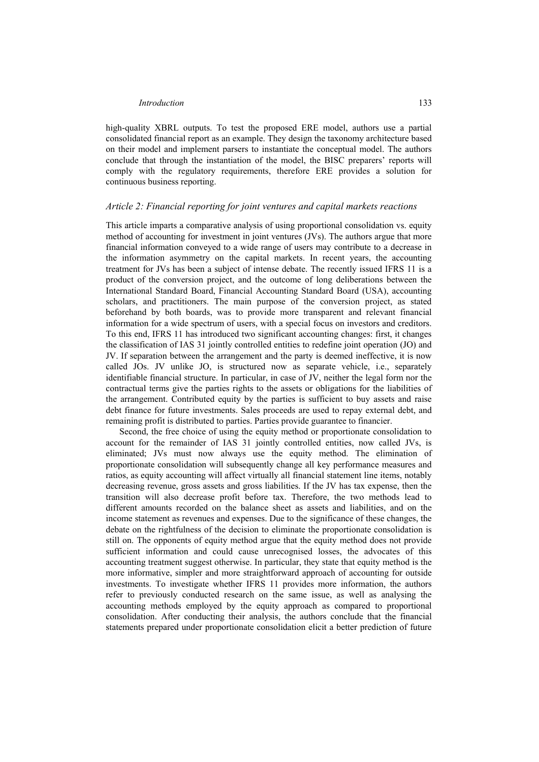high-quality XBRL outputs. To test the proposed ERE model, authors use a partial consolidated financial report as an example. They design the taxonomy architecture based on their model and implement parsers to instantiate the conceptual model. The authors conclude that through the instantiation of the model, the BISC preparers' reports will comply with the regulatory requirements, therefore ERE provides a solution for continuous business reporting.

### *Article 2: Financial reporting for joint ventures and capital markets reactions*

This article imparts a comparative analysis of using proportional consolidation vs. equity method of accounting for investment in joint ventures (JVs). The authors argue that more financial information conveyed to a wide range of users may contribute to a decrease in the information asymmetry on the capital markets. In recent years, the accounting treatment for JVs has been a subject of intense debate. The recently issued IFRS 11 is a product of the conversion project, and the outcome of long deliberations between the International Standard Board, Financial Accounting Standard Board (USA), accounting scholars, and practitioners. The main purpose of the conversion project, as stated beforehand by both boards, was to provide more transparent and relevant financial information for a wide spectrum of users, with a special focus on investors and creditors. To this end, IFRS 11 has introduced two significant accounting changes: first, it changes the classification of IAS 31 jointly controlled entities to redefine joint operation (JO) and JV. If separation between the arrangement and the party is deemed ineffective, it is now called JOs. JV unlike JO, is structured now as separate vehicle, i.e., separately identifiable financial structure. In particular, in case of JV, neither the legal form nor the contractual terms give the parties rights to the assets or obligations for the liabilities of the arrangement. Contributed equity by the parties is sufficient to buy assets and raise debt finance for future investments. Sales proceeds are used to repay external debt, and remaining profit is distributed to parties. Parties provide guarantee to financier.

Second, the free choice of using the equity method or proportionate consolidation to account for the remainder of IAS 31 jointly controlled entities, now called JVs, is eliminated; JVs must now always use the equity method. The elimination of proportionate consolidation will subsequently change all key performance measures and ratios, as equity accounting will affect virtually all financial statement line items, notably decreasing revenue, gross assets and gross liabilities. If the JV has tax expense, then the transition will also decrease profit before tax. Therefore, the two methods lead to different amounts recorded on the balance sheet as assets and liabilities, and on the income statement as revenues and expenses. Due to the significance of these changes, the debate on the rightfulness of the decision to eliminate the proportionate consolidation is still on. The opponents of equity method argue that the equity method does not provide sufficient information and could cause unrecognised losses, the advocates of this accounting treatment suggest otherwise. In particular, they state that equity method is the more informative, simpler and more straightforward approach of accounting for outside investments. To investigate whether IFRS 11 provides more information, the authors refer to previously conducted research on the same issue, as well as analysing the accounting methods employed by the equity approach as compared to proportional consolidation. After conducting their analysis, the authors conclude that the financial statements prepared under proportionate consolidation elicit a better prediction of future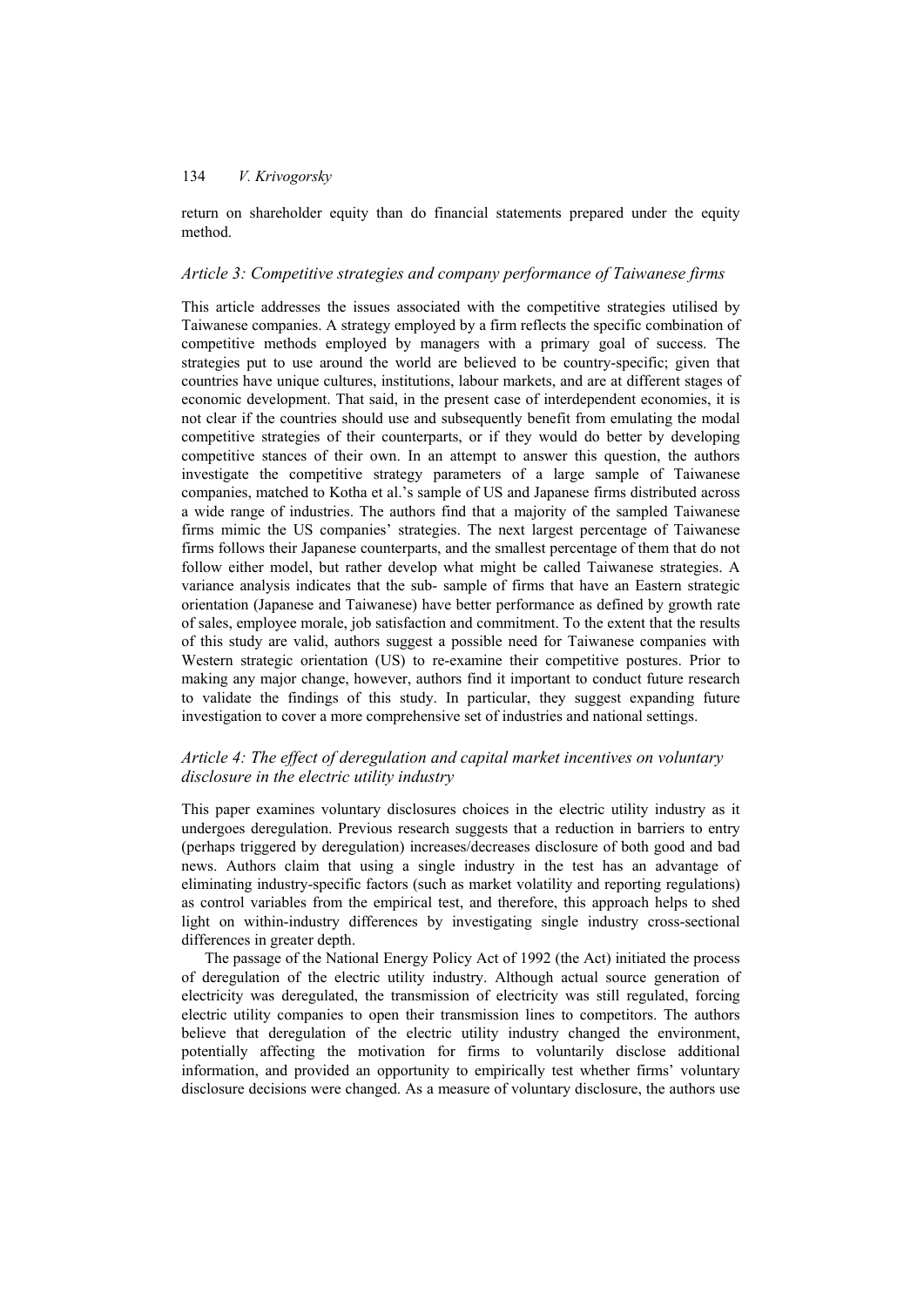return on shareholder equity than do financial statements prepared under the equity method.

### *Article 3: Competitive strategies and company performance of Taiwanese firms*

This article addresses the issues associated with the competitive strategies utilised by Taiwanese companies. A strategy employed by a firm reflects the specific combination of competitive methods employed by managers with a primary goal of success. The strategies put to use around the world are believed to be country-specific; given that countries have unique cultures, institutions, labour markets, and are at different stages of economic development. That said, in the present case of interdependent economies, it is not clear if the countries should use and subsequently benefit from emulating the modal competitive strategies of their counterparts, or if they would do better by developing competitive stances of their own. In an attempt to answer this question, the authors investigate the competitive strategy parameters of a large sample of Taiwanese companies, matched to Kotha et al.'s sample of US and Japanese firms distributed across a wide range of industries. The authors find that a majority of the sampled Taiwanese firms mimic the US companies' strategies. The next largest percentage of Taiwanese firms follows their Japanese counterparts, and the smallest percentage of them that do not follow either model, but rather develop what might be called Taiwanese strategies. A variance analysis indicates that the sub- sample of firms that have an Eastern strategic orientation (Japanese and Taiwanese) have better performance as defined by growth rate of sales, employee morale, job satisfaction and commitment. To the extent that the results of this study are valid, authors suggest a possible need for Taiwanese companies with Western strategic orientation (US) to re-examine their competitive postures. Prior to making any major change, however, authors find it important to conduct future research to validate the findings of this study. In particular, they suggest expanding future investigation to cover a more comprehensive set of industries and national settings.

### *Article 4: The effect of deregulation and capital market incentives on voluntary disclosure in the electric utility industry*

This paper examines voluntary disclosures choices in the electric utility industry as it undergoes deregulation. Previous research suggests that a reduction in barriers to entry (perhaps triggered by deregulation) increases/decreases disclosure of both good and bad news. Authors claim that using a single industry in the test has an advantage of eliminating industry-specific factors (such as market volatility and reporting regulations) as control variables from the empirical test, and therefore, this approach helps to shed light on within-industry differences by investigating single industry cross-sectional differences in greater depth.

The passage of the National Energy Policy Act of 1992 (the Act) initiated the process of deregulation of the electric utility industry. Although actual source generation of electricity was deregulated, the transmission of electricity was still regulated, forcing electric utility companies to open their transmission lines to competitors. The authors believe that deregulation of the electric utility industry changed the environment, potentially affecting the motivation for firms to voluntarily disclose additional information, and provided an opportunity to empirically test whether firms' voluntary disclosure decisions were changed. As a measure of voluntary disclosure, the authors use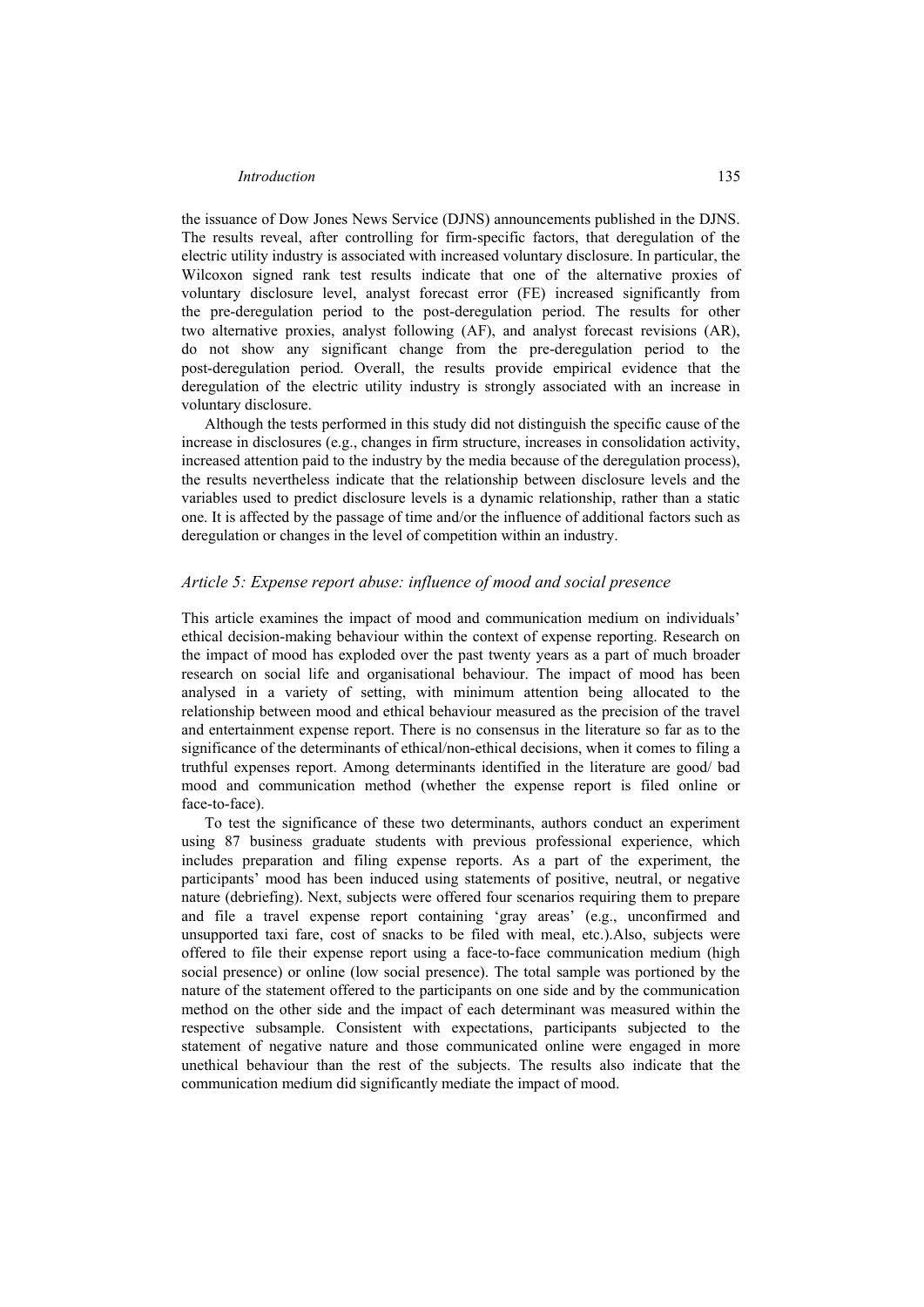the issuance of Dow Jones News Service (DJNS) announcements published in the DJNS. The results reveal, after controlling for firm-specific factors, that deregulation of the electric utility industry is associated with increased voluntary disclosure. In particular, the Wilcoxon signed rank test results indicate that one of the alternative proxies of voluntary disclosure level, analyst forecast error (FE) increased significantly from the pre-deregulation period to the post-deregulation period. The results for other two alternative proxies, analyst following (AF), and analyst forecast revisions (AR), do not show any significant change from the pre-deregulation period to the post-deregulation period. Overall, the results provide empirical evidence that the deregulation of the electric utility industry is strongly associated with an increase in voluntary disclosure.

Although the tests performed in this study did not distinguish the specific cause of the increase in disclosures (e.g., changes in firm structure, increases in consolidation activity, increased attention paid to the industry by the media because of the deregulation process), the results nevertheless indicate that the relationship between disclosure levels and the variables used to predict disclosure levels is a dynamic relationship, rather than a static one. It is affected by the passage of time and/or the influence of additional factors such as deregulation or changes in the level of competition within an industry.

### *Article 5: Expense report abuse: influence of mood and social presence*

This article examines the impact of mood and communication medium on individuals' ethical decision-making behaviour within the context of expense reporting. Research on the impact of mood has exploded over the past twenty years as a part of much broader research on social life and organisational behaviour. The impact of mood has been analysed in a variety of setting, with minimum attention being allocated to the relationship between mood and ethical behaviour measured as the precision of the travel and entertainment expense report. There is no consensus in the literature so far as to the significance of the determinants of ethical/non-ethical decisions, when it comes to filing a truthful expenses report. Among determinants identified in the literature are good/ bad mood and communication method (whether the expense report is filed online or face-to-face).

To test the significance of these two determinants, authors conduct an experiment using 87 business graduate students with previous professional experience, which includes preparation and filing expense reports. As a part of the experiment, the participants' mood has been induced using statements of positive, neutral, or negative nature (debriefing). Next, subjects were offered four scenarios requiring them to prepare and file a travel expense report containing 'gray areas' (e.g., unconfirmed and unsupported taxi fare, cost of snacks to be filed with meal, etc.).Also, subjects were offered to file their expense report using a face-to-face communication medium (high social presence) or online (low social presence). The total sample was portioned by the nature of the statement offered to the participants on one side and by the communication method on the other side and the impact of each determinant was measured within the respective subsample. Consistent with expectations, participants subjected to the statement of negative nature and those communicated online were engaged in more unethical behaviour than the rest of the subjects. The results also indicate that the communication medium did significantly mediate the impact of mood.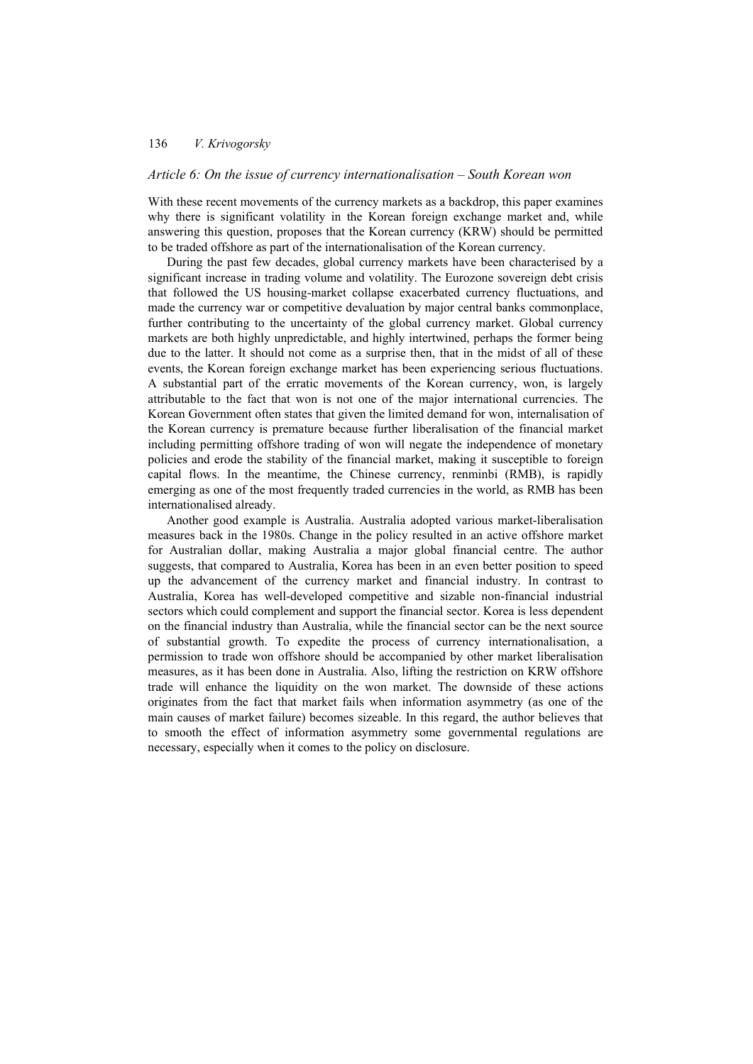## *Article 6: On the issue of currency internationalisation – South Korean won*

With these recent movements of the currency markets as a backdrop, this paper examines why there is significant volatility in the Korean foreign exchange market and, while answering this question, proposes that the Korean currency (KRW) should be permitted to be traded offshore as part of the internationalisation of the Korean currency.

During the past few decades, global currency markets have been characterised by a significant increase in trading volume and volatility. The Eurozone sovereign debt crisis that followed the US housing-market collapse exacerbated currency fluctuations, and made the currency war or competitive devaluation by major central banks commonplace, further contributing to the uncertainty of the global currency market. Global currency markets are both highly unpredictable, and highly intertwined, perhaps the former being due to the latter. It should not come as a surprise then, that in the midst of all of these events, the Korean foreign exchange market has been experiencing serious fluctuations. A substantial part of the erratic movements of the Korean currency, won, is largely attributable to the fact that won is not one of the major international currencies. The Korean Government often states that given the limited demand for won, internalisation of the Korean currency is premature because further liberalisation of the financial market including permitting offshore trading of won will negate the independence of monetary policies and erode the stability of the financial market, making it susceptible to foreign capital flows. In the meantime, the Chinese currency, renminbi (RMB), is rapidly emerging as one of the most frequently traded currencies in the world, as RMB has been internationalised already.

Another good example is Australia. Australia adopted various market-liberalisation measures back in the 1980s. Change in the policy resulted in an active offshore market for Australian dollar, making Australia a major global financial centre. The author suggests, that compared to Australia, Korea has been in an even better position to speed up the advancement of the currency market and financial industry. In contrast to Australia, Korea has well-developed competitive and sizable non-financial industrial sectors which could complement and support the financial sector. Korea is less dependent on the financial industry than Australia, while the financial sector can be the next source of substantial growth. To expedite the process of currency internationalisation, a permission to trade won offshore should be accompanied by other market liberalisation measures, as it has been done in Australia. Also, lifting the restriction on KRW offshore trade will enhance the liquidity on the won market. The downside of these actions originates from the fact that market fails when information asymmetry (as one of the main causes of market failure) becomes sizeable. In this regard, the author believes that to smooth the effect of information asymmetry some governmental regulations are necessary, especially when it comes to the policy on disclosure.